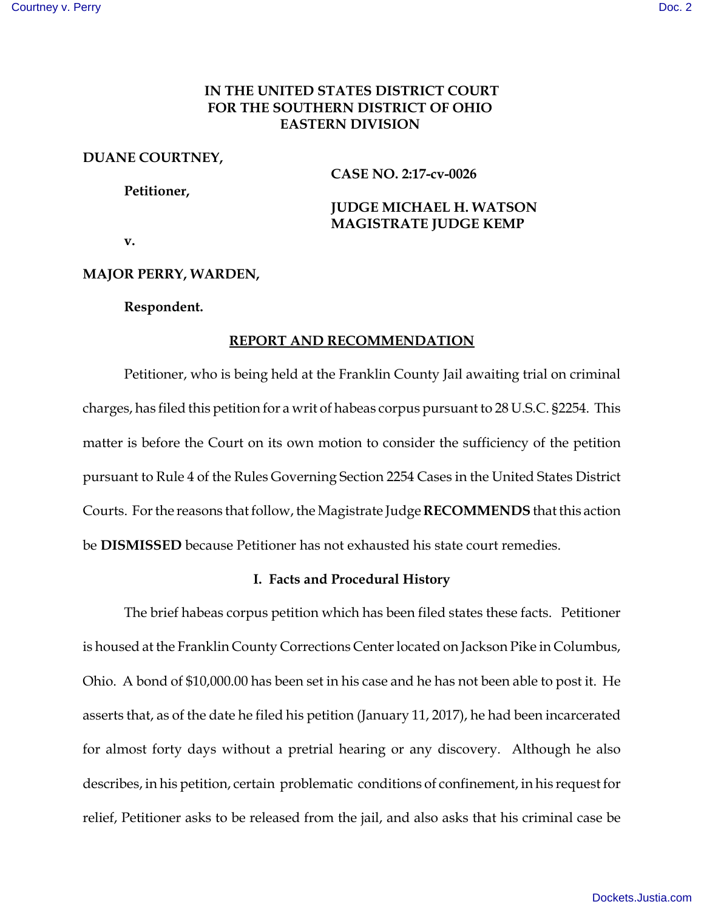**IN THE UNITED STATES DISTRICT COURT**
**FOR THE SOUTHERN DISTRICT OF OHIO**
**EASTERN DIVISION**

**DUANE COURTNEY,**

**Petitioner,**

**v.**

**MAJOR PERRY, WARDEN,**

**Respondent.**

**CASE NO. 2:17-cv-0026**

**JUDGE MICHAEL H. WATSON**
**MAGISTRATE JUDGE KEMP**

## REPORT AND RECOMMENDATION

Petitioner, who is being held at the Franklin County Jail awaiting trial on criminal charges, has filed this petition for a writ of habeas corpus pursuant to 28 U.S.C. §2254. This matter is before the Court on its own motion to consider the sufficiency of the petition pursuant to Rule 4 of the Rules Governing Section 2254 Cases in the United States District Courts. For the reasons that follow, the Magistrate Judge **RECOMMENDS** that this action be **DISMISSED** because Petitioner has not exhausted his state court remedies.

### I. Facts and Procedural History

The brief habeas corpus petition which has been filed states these facts. Petitioner is housed at the Franklin County Corrections Center located on Jackson Pike in Columbus, Ohio. A bond of $10,000.00 has been set in his case and he has not been able to post it. He asserts that, as of the date he filed his petition (January 11, 2017), he had been incarcerated for almost forty days without a pretrial hearing or any discovery. Although he also describes, in his petition, certain problematic conditions of confinement, in his request for relief, Petitioner asks to be released from the jail, and also asks that his criminal case be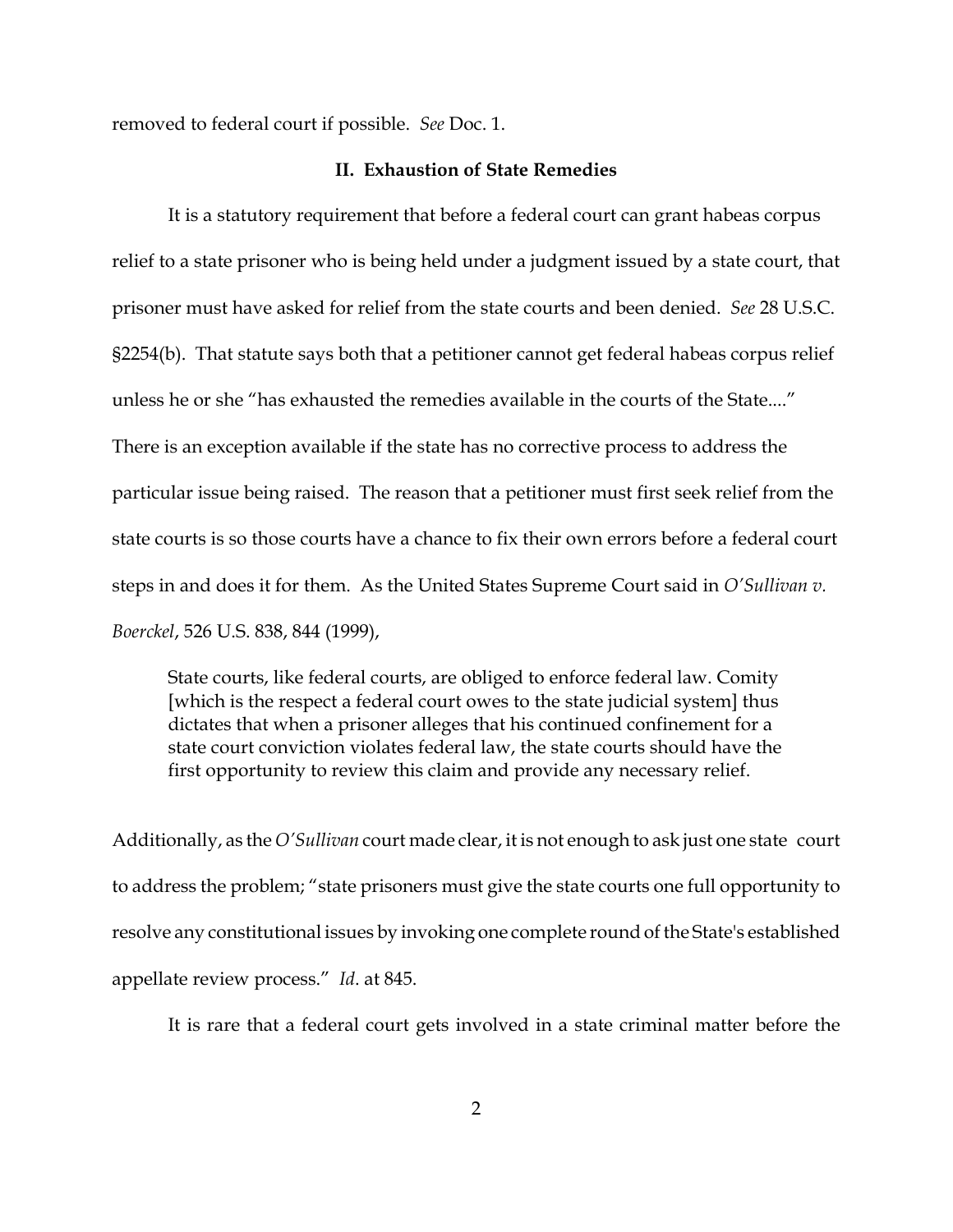removed to federal court if possible. *See* Doc. 1.

## II. Exhaustion of State Remedies

It is a statutory requirement that before a federal court can grant habeas corpus relief to a state prisoner who is being held under a judgment issued by a state court, that prisoner must have asked for relief from the state courts and been denied. *See* 28 U.S.C. §2254(b). That statute says both that a petitioner cannot get federal habeas corpus relief unless he or she "has exhausted the remedies available in the courts of the State...." There is an exception available if the state has no corrective process to address the particular issue being raised. The reason that a petitioner must first seek relief from the state courts is so those courts have a chance to fix their own errors before a federal court steps in and does it for them. As the United States Supreme Court said in *O'Sullivan v. Boerckel*, 526 U.S. 838, 844 (1999),

> State courts, like federal courts, are obliged to enforce federal law. Comity [which is the respect a federal court owes to the state judicial system] thus dictates that when a prisoner alleges that his continued confinement for a state court conviction violates federal law, the state courts should have the first opportunity to review this claim and provide any necessary relief.

Additionally, as the *O'Sullivan* court made clear, it is not enough to ask just one state court to address the problem; "state prisoners must give the state courts one full opportunity to resolve any constitutional issues by invoking one complete round of the State's established appellate review process." *Id*. at 845.

It is rare that a federal court gets involved in a state criminal matter before the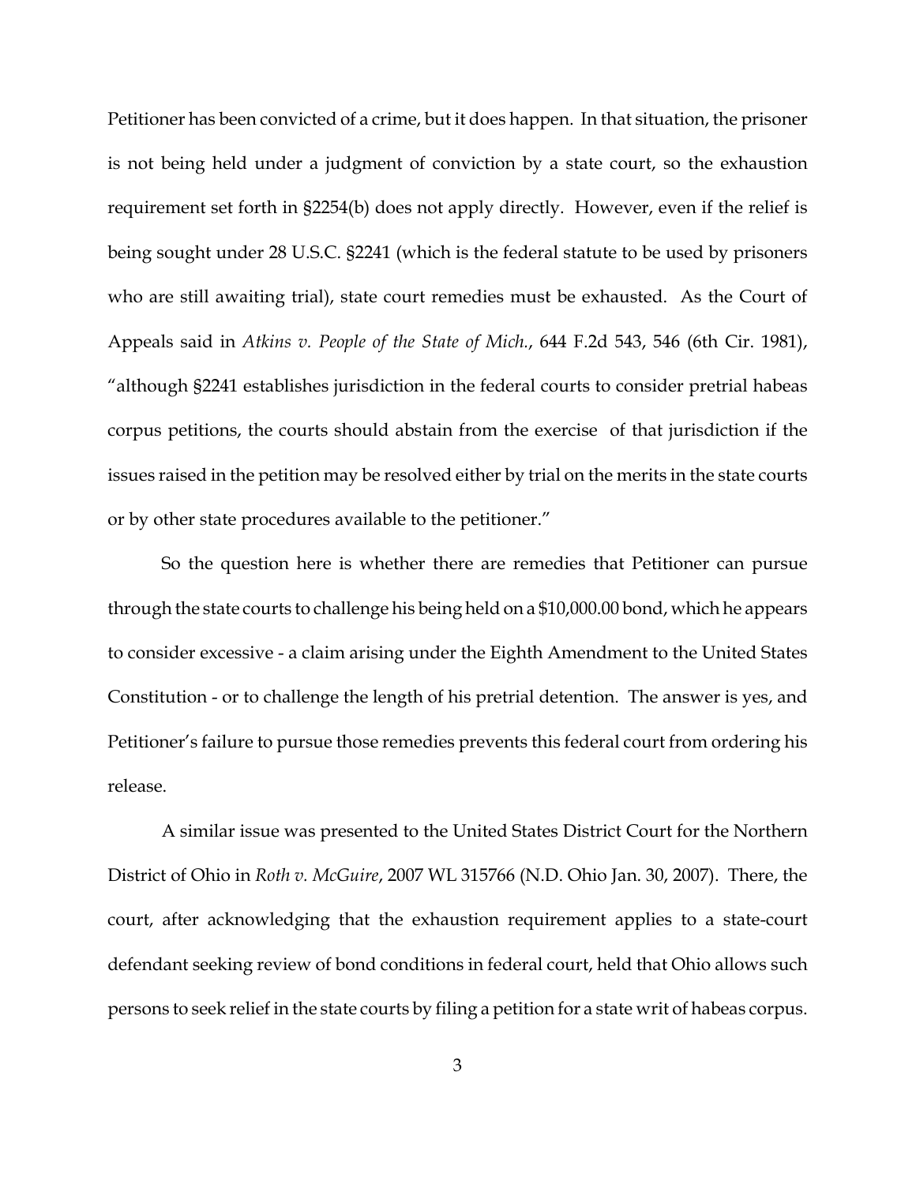Petitioner has been convicted of a crime, but it does happen. In that situation, the prisoner is not being held under a judgment of conviction by a state court, so the exhaustion requirement set forth in §2254(b) does not apply directly. However, even if the relief is being sought under 28 U.S.C. §2241 (which is the federal statute to be used by prisoners who are still awaiting trial), state court remedies must be exhausted. As the Court of Appeals said in *Atkins v. People of the State of Mich.*, 644 F.2d 543, 546 (6th Cir. 1981), "although §2241 establishes jurisdiction in the federal courts to consider pretrial habeas corpus petitions, the courts should abstain from the exercise of that jurisdiction if the issues raised in the petition may be resolved either by trial on the merits in the state courts or by other state procedures available to the petitioner."

So the question here is whether there are remedies that Petitioner can pursue through the state courts to challenge his being held on a $10,000.00 bond, which he appears to consider excessive - a claim arising under the Eighth Amendment to the United States Constitution - or to challenge the length of his pretrial detention. The answer is yes, and Petitioner's failure to pursue those remedies prevents this federal court from ordering his release.

A similar issue was presented to the United States District Court for the Northern District of Ohio in *Roth v. McGuire*, 2007 WL 315766 (N.D. Ohio Jan. 30, 2007). There, the court, after acknowledging that the exhaustion requirement applies to a state-court defendant seeking review of bond conditions in federal court, held that Ohio allows such persons to seek relief in the state courts by filing a petition for a state writ of habeas corpus.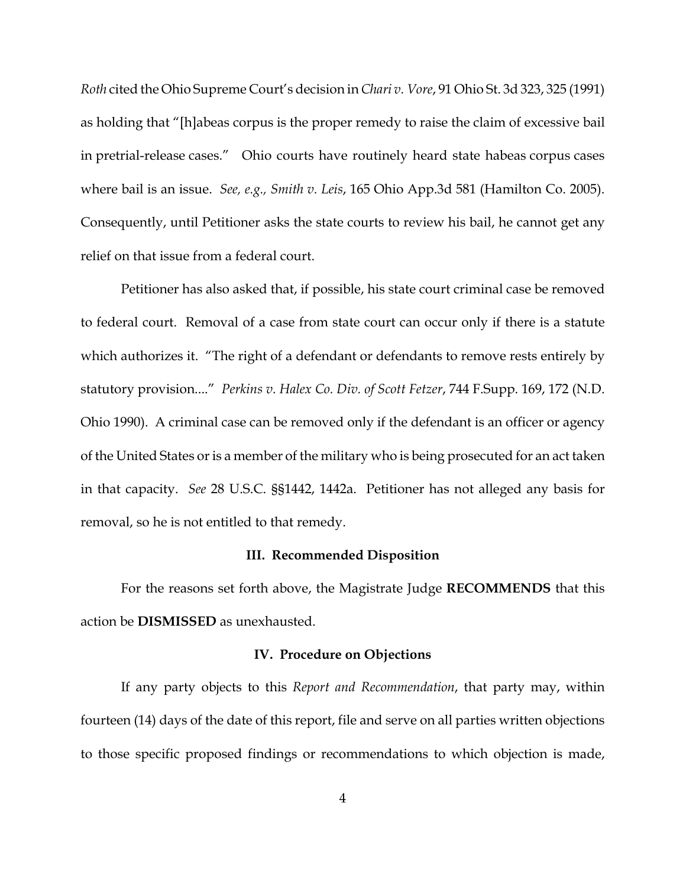*Roth* cited the Ohio Supreme Court's decision in *Chari v. Vore*, 91 Ohio St. 3d 323, 325 (1991) as holding that "[h]abeas corpus is the proper remedy to raise the claim of excessive bail in pretrial-release cases." Ohio courts have routinely heard state habeas corpus cases where bail is an issue. *See, e.g., Smith v. Leis*, 165 Ohio App.3d 581 (Hamilton Co. 2005). Consequently, until Petitioner asks the state courts to review his bail, he cannot get any relief on that issue from a federal court.

Petitioner has also asked that, if possible, his state court criminal case be removed to federal court. Removal of a case from state court can occur only if there is a statute which authorizes it. "The right of a defendant or defendants to remove rests entirely by statutory provision...." *Perkins v. Halex Co. Div. of Scott Fetzer*, 744 F.Supp. 169, 172 (N.D. Ohio 1990). A criminal case can be removed only if the defendant is an officer or agency of the United States or is a member of the military who is being prosecuted for an act taken in that capacity. *See* 28 U.S.C. §§1442, 1442a. Petitioner has not alleged any basis for removal, so he is not entitled to that remedy.

### III. Recommended Disposition

For the reasons set forth above, the Magistrate Judge **RECOMMENDS** that this action be **DISMISSED** as unexhausted.

### IV. Procedure on Objections

If any party objects to this *Report and Recommendation*, that party may, within fourteen (14) days of the date of this report, file and serve on all parties written objections to those specific proposed findings or recommendations to which objection is made,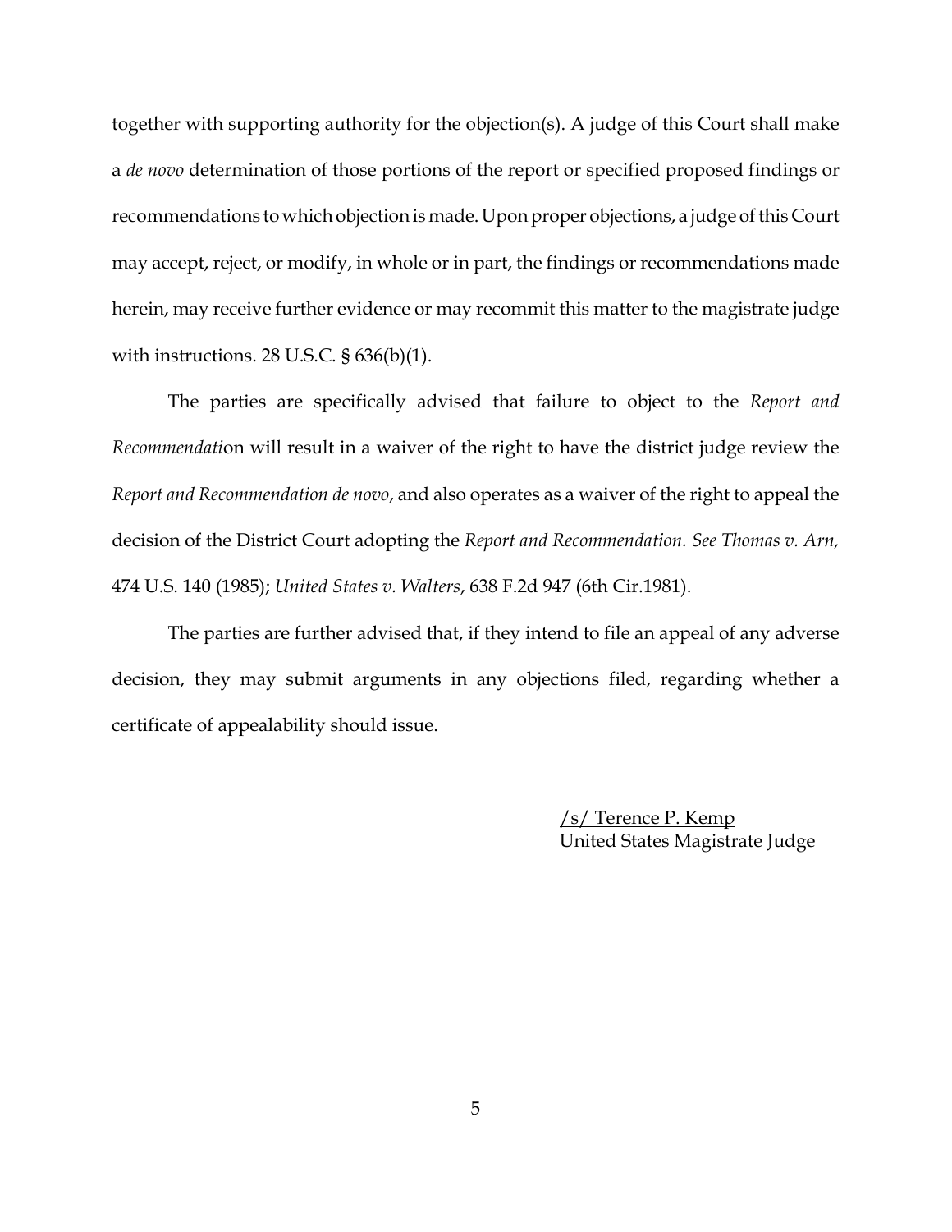together with supporting authority for the objection(s). A judge of this Court shall make a *de novo* determination of those portions of the report or specified proposed findings or recommendations to which objection is made. Upon proper objections, a judge of this Court may accept, reject, or modify, in whole or in part, the findings or recommendations made herein, may receive further evidence or may recommit this matter to the magistrate judge with instructions. 28 U.S.C. § 636(b)(1).

The parties are specifically advised that failure to object to the *Report and Recommendati*on will result in a waiver of the right to have the district judge review the *Report and Recommendation de novo*, and also operates as a waiver of the right to appeal the decision of the District Court adopting the *Report and Recommendation. See Thomas v. Arn,* 474 U.S. 140 (1985); *United States v. Walters*, 638 F.2d 947 (6th Cir.1981).

The parties are further advised that, if they intend to file an appeal of any adverse decision, they may submit arguments in any objections filed, regarding whether a certificate of appealability should issue.

/s/ Terence P. Kemp
United States Magistrate Judge